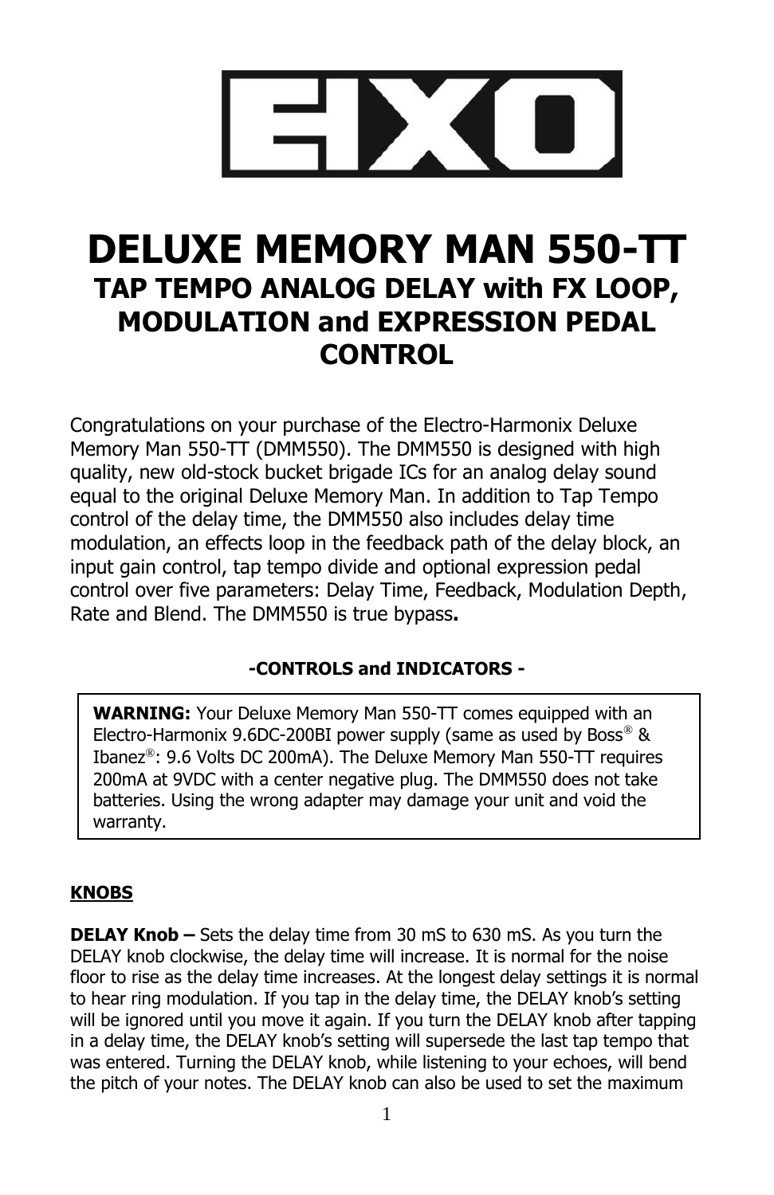# DELUXE MEMORY MAN 550-TT

## TAP TEMPO ANALOG DELAY with FX LOOP, MODULATION and EXPRESSION PEDAL CONTROL

Congratulations on your purchase of the Electro-Harmonix Deluxe Memory Man 550-TT (DMM550). The DMM550 is designed with high quality, new old-stock bucket brigade ICs for an analog delay sound equal to the original Deluxe Memory Man. In addition to Tap Tempo control of the delay time, the DMM550 also includes delay time modulation, an effects loop in the feedback path of the delay block, an input gain control, tap tempo divide and optional expression pedal control over five parameters: Delay Time, Feedback, Modulation Depth, Rate and Blend. The DMM550 is true bypass**.**

### -CONTROLS and INDICATORS -

> **WARNING:** Your Deluxe Memory Man 550-TT comes equipped with an Electro-Harmonix 9.6DC-200BI power supply (same as used by Boss® & Ibanez®: 9.6 Volts DC 200mA). The Deluxe Memory Man 550-TT requires 200mA at 9VDC with a center negative plug. The DMM550 does not take batteries. Using the wrong adapter may damage your unit and void the warranty.

**KNOBS**

**DELAY Knob –** Sets the delay time from 30 mS to 630 mS. As you turn the DELAY knob clockwise, the delay time will increase. It is normal for the noise floor to rise as the delay time increases. At the longest delay settings it is normal to hear ring modulation. If you tap in the delay time, the DELAY knob's setting will be ignored until you move it again. If you turn the DELAY knob after tapping in a delay time, the DELAY knob's setting will supersede the last tap tempo that was entered. Turning the DELAY knob, while listening to your echoes, will bend the pitch of your notes. The DELAY knob can also be used to set the maximum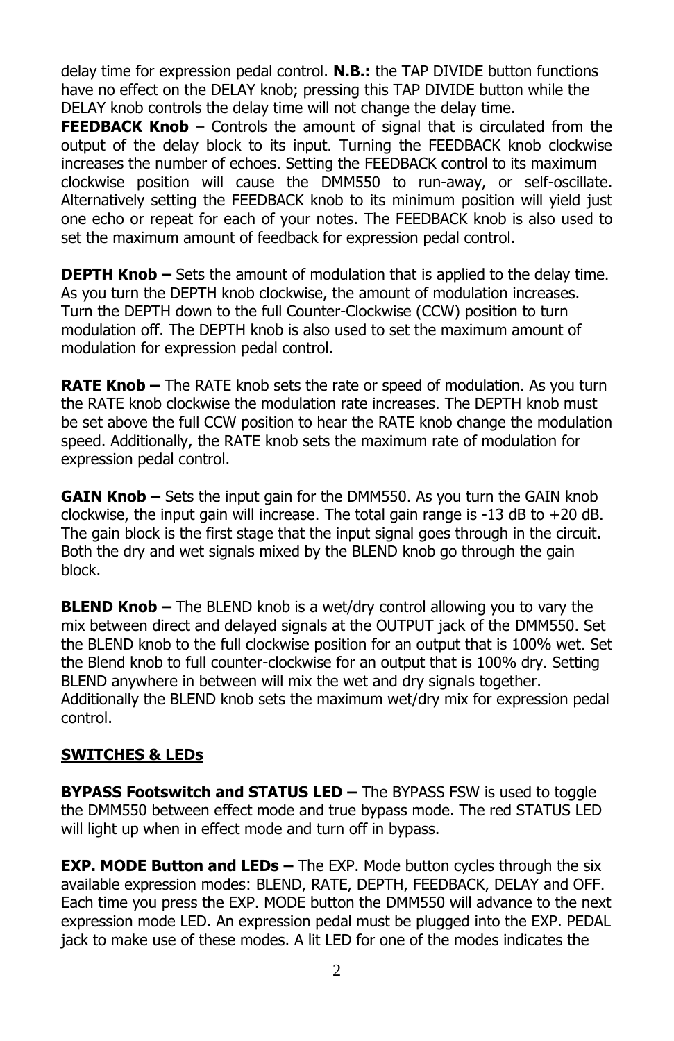delay time for expression pedal control. **N.B.:** the TAP DIVIDE button functions have no effect on the DELAY knob; pressing this TAP DIVIDE button while the DELAY knob controls the delay time will not change the delay time.

**FEEDBACK Knob** – Controls the amount of signal that is circulated from the output of the delay block to its input. Turning the FEEDBACK knob clockwise increases the number of echoes. Setting the FEEDBACK control to its maximum clockwise position will cause the DMM550 to run-away, or self-oscillate. Alternatively setting the FEEDBACK knob to its minimum position will yield just one echo or repeat for each of your notes. The FEEDBACK knob is also used to set the maximum amount of feedback for expression pedal control.

**DEPTH Knob –** Sets the amount of modulation that is applied to the delay time. As you turn the DEPTH knob clockwise, the amount of modulation increases. Turn the DEPTH down to the full Counter-Clockwise (CCW) position to turn modulation off. The DEPTH knob is also used to set the maximum amount of modulation for expression pedal control.

**RATE Knob –** The RATE knob sets the rate or speed of modulation. As you turn the RATE knob clockwise the modulation rate increases. The DEPTH knob must be set above the full CCW position to hear the RATE knob change the modulation speed. Additionally, the RATE knob sets the maximum rate of modulation for expression pedal control.

**GAIN Knob –** Sets the input gain for the DMM550. As you turn the GAIN knob clockwise, the input gain will increase. The total gain range is -13 dB to +20 dB. The gain block is the first stage that the input signal goes through in the circuit. Both the dry and wet signals mixed by the BLEND knob go through the gain block.

**BLEND Knob –** The BLEND knob is a wet/dry control allowing you to vary the mix between direct and delayed signals at the OUTPUT jack of the DMM550. Set the BLEND knob to the full clockwise position for an output that is 100% wet. Set the Blend knob to full counter-clockwise for an output that is 100% dry. Setting BLEND anywhere in between will mix the wet and dry signals together. Additionally the BLEND knob sets the maximum wet/dry mix for expression pedal control.

## SWITCHES & LEDs

**BYPASS Footswitch and STATUS LED –** The BYPASS FSW is used to toggle the DMM550 between effect mode and true bypass mode. The red STATUS LED will light up when in effect mode and turn off in bypass.

**EXP. MODE Button and LEDs –** The EXP. Mode button cycles through the six available expression modes: BLEND, RATE, DEPTH, FEEDBACK, DELAY and OFF. Each time you press the EXP. MODE button the DMM550 will advance to the next expression mode LED. An expression pedal must be plugged into the EXP. PEDAL jack to make use of these modes. A lit LED for one of the modes indicates the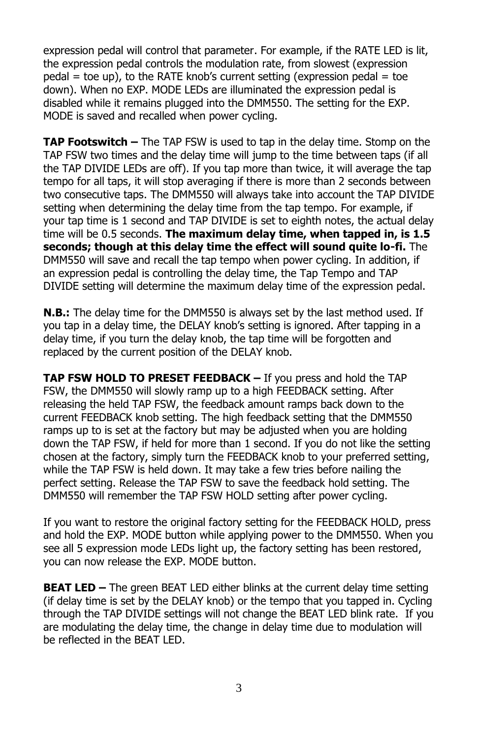expression pedal will control that parameter. For example, if the RATE LED is lit, the expression pedal controls the modulation rate, from slowest (expression pedal = toe up), to the RATE knob's current setting (expression pedal = toe down). When no EXP. MODE LEDs are illuminated the expression pedal is disabled while it remains plugged into the DMM550. The setting for the EXP. MODE is saved and recalled when power cycling.

**TAP Footswitch –** The TAP FSW is used to tap in the delay time. Stomp on the TAP FSW two times and the delay time will jump to the time between taps (if all the TAP DIVIDE LEDs are off). If you tap more than twice, it will average the tap tempo for all taps, it will stop averaging if there is more than 2 seconds between two consecutive taps. The DMM550 will always take into account the TAP DIVIDE setting when determining the delay time from the tap tempo. For example, if your tap time is 1 second and TAP DIVIDE is set to eighth notes, the actual delay time will be 0.5 seconds. **The maximum delay time, when tapped in, is 1.5 seconds; though at this delay time the effect will sound quite lo-fi.** The DMM550 will save and recall the tap tempo when power cycling. In addition, if an expression pedal is controlling the delay time, the Tap Tempo and TAP DIVIDE setting will determine the maximum delay time of the expression pedal.

**N.B.:** The delay time for the DMM550 is always set by the last method used. If you tap in a delay time, the DELAY knob's setting is ignored. After tapping in a delay time, if you turn the delay knob, the tap time will be forgotten and replaced by the current position of the DELAY knob.

**TAP FSW HOLD TO PRESET FEEDBACK –** If you press and hold the TAP FSW, the DMM550 will slowly ramp up to a high FEEDBACK setting. After releasing the held TAP FSW, the feedback amount ramps back down to the current FEEDBACK knob setting. The high feedback setting that the DMM550 ramps up to is set at the factory but may be adjusted when you are holding down the TAP FSW, if held for more than 1 second. If you do not like the setting chosen at the factory, simply turn the FEEDBACK knob to your preferred setting, while the TAP FSW is held down. It may take a few tries before nailing the perfect setting. Release the TAP FSW to save the feedback hold setting. The DMM550 will remember the TAP FSW HOLD setting after power cycling.

If you want to restore the original factory setting for the FEEDBACK HOLD, press and hold the EXP. MODE button while applying power to the DMM550. When you see all 5 expression mode LEDs light up, the factory setting has been restored, you can now release the EXP. MODE button.

**BEAT LED –** The green BEAT LED either blinks at the current delay time setting (if delay time is set by the DELAY knob) or the tempo that you tapped in. Cycling through the TAP DIVIDE settings will not change the BEAT LED blink rate. If you are modulating the delay time, the change in delay time due to modulation will be reflected in the BEAT LED.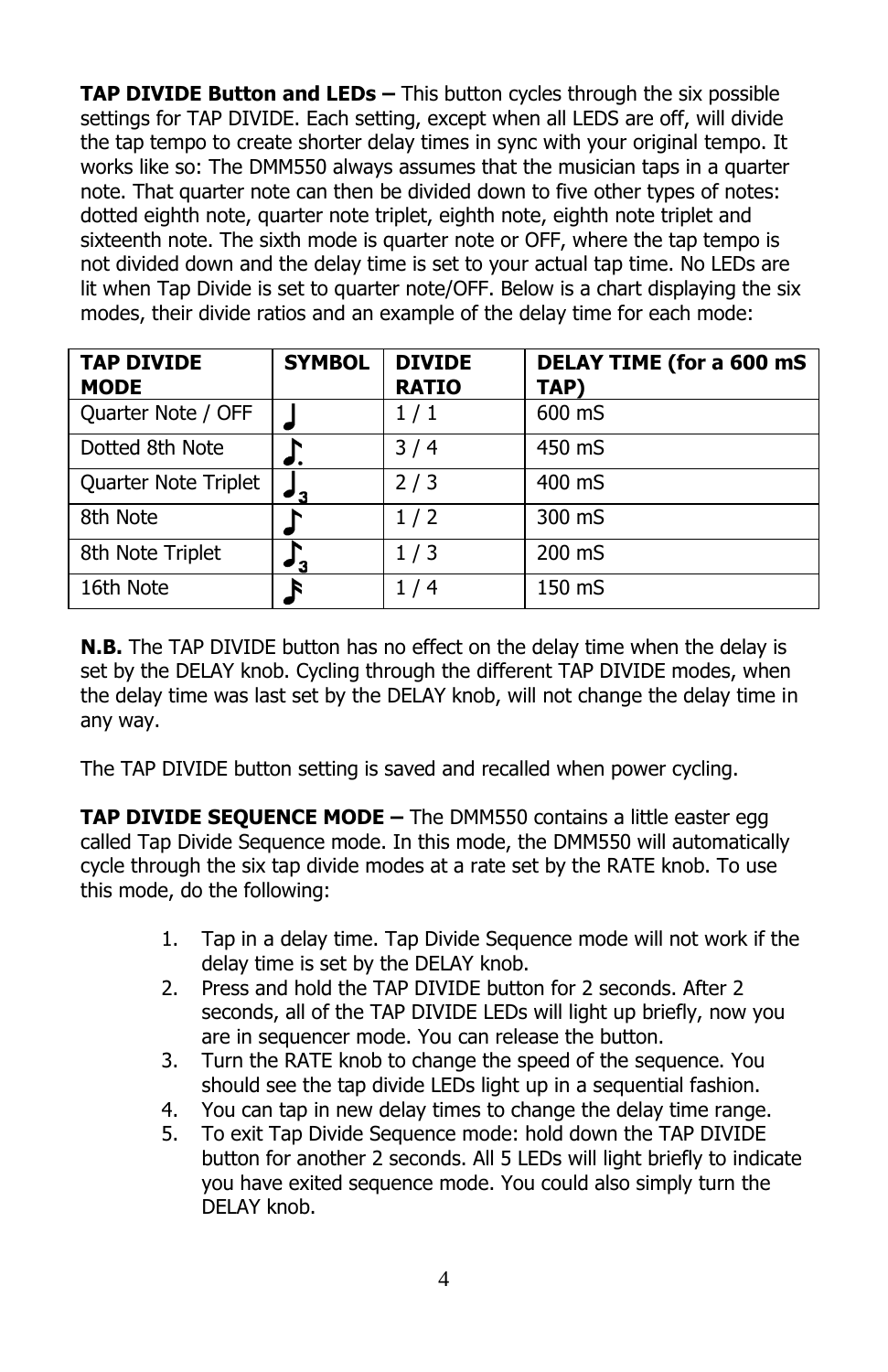**TAP DIVIDE Button and LEDs –** This button cycles through the six possible settings for TAP DIVIDE. Each setting, except when all LEDS are off, will divide the tap tempo to create shorter delay times in sync with your original tempo. It works like so: The DMM550 always assumes that the musician taps in a quarter note. That quarter note can then be divided down to five other types of notes: dotted eighth note, quarter note triplet, eighth note, eighth note triplet and sixteenth note. The sixth mode is quarter note or OFF, where the tap tempo is not divided down and the delay time is set to your actual tap time. No LEDs are lit when Tap Divide is set to quarter note/OFF. Below is a chart displaying the six modes, their divide ratios and an example of the delay time for each mode:

| TAP DIVIDE MODE | SYMBOL | DIVIDE RATIO | DELAY TIME (for a 600 mS TAP) |
|---|---|---|---|
| Quarter Note / OFF | ♩ | 1 / 1 | 600 mS |
| Dotted 8th Note | ♪. | 3 / 4 | 450 mS |
| Quarter Note Triplet | ♩3 | 2 / 3 | 400 mS |
| 8th Note | ♪ | 1 / 2 | 300 mS |
| 8th Note Triplet | ♪3 | 1 / 3 | 200 mS |
| 16th Note | 𝅘𝅥𝅯 | 1 / 4 | 150 mS |

**N.B.** The TAP DIVIDE button has no effect on the delay time when the delay is set by the DELAY knob. Cycling through the different TAP DIVIDE modes, when the delay time was last set by the DELAY knob, will not change the delay time in any way.

The TAP DIVIDE button setting is saved and recalled when power cycling.

**TAP DIVIDE SEQUENCE MODE –** The DMM550 contains a little easter egg called Tap Divide Sequence mode. In this mode, the DMM550 will automatically cycle through the six tap divide modes at a rate set by the RATE knob. To use this mode, do the following:

1. Tap in a delay time. Tap Divide Sequence mode will not work if the delay time is set by the DELAY knob.
2. Press and hold the TAP DIVIDE button for 2 seconds. After 2 seconds, all of the TAP DIVIDE LEDs will light up briefly, now you are in sequencer mode. You can release the button.
3. Turn the RATE knob to change the speed of the sequence. You should see the tap divide LEDs light up in a sequential fashion.
4. You can tap in new delay times to change the delay time range.
5. To exit Tap Divide Sequence mode: hold down the TAP DIVIDE button for another 2 seconds. All 5 LEDs will light briefly to indicate you have exited sequence mode. You could also simply turn the DELAY knob.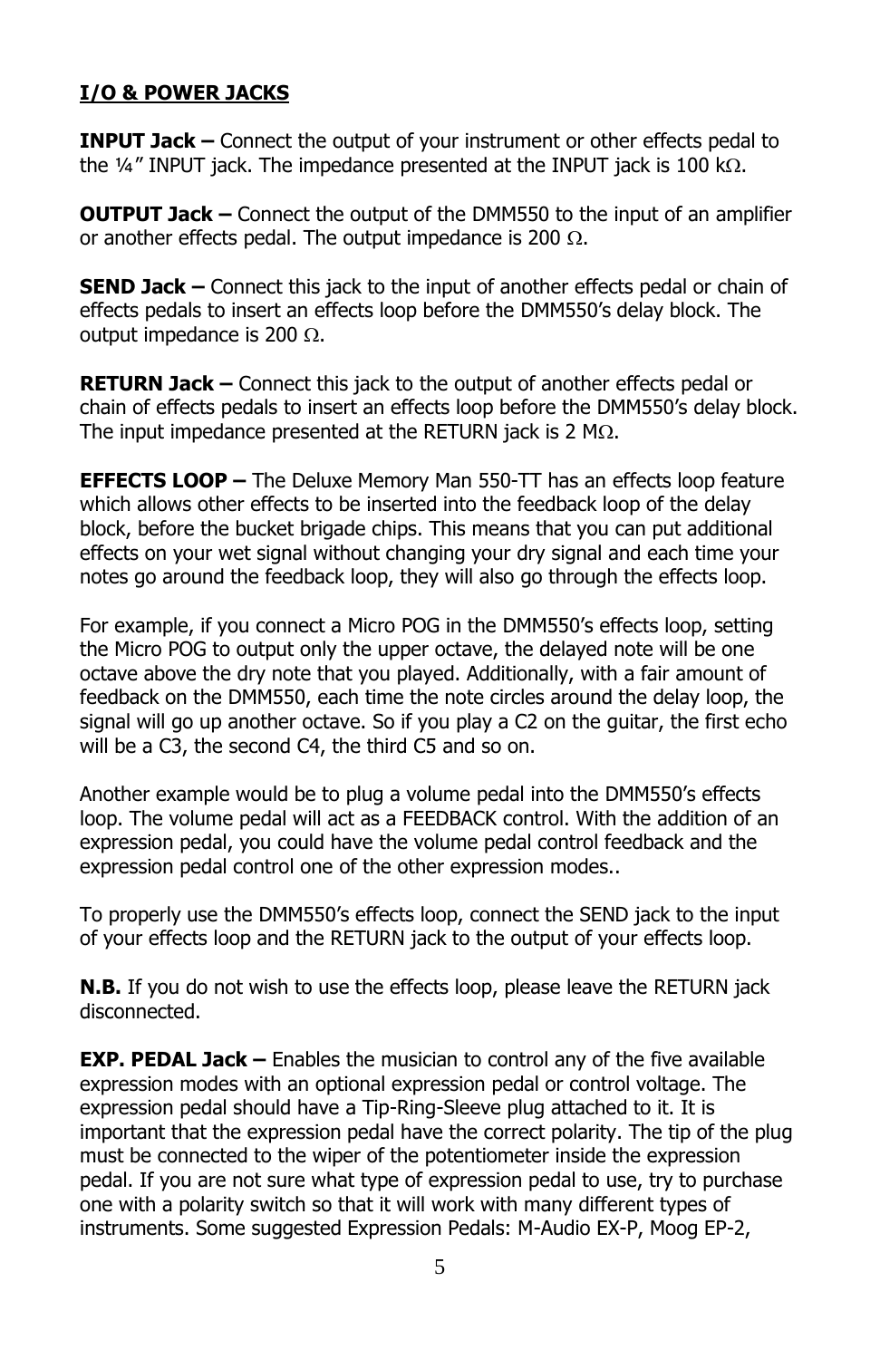## I/O & POWER JACKS

**INPUT Jack –** Connect the output of your instrument or other effects pedal to the ¼" INPUT jack. The impedance presented at the INPUT jack is 100 kΩ.

**OUTPUT Jack –** Connect the output of the DMM550 to the input of an amplifier or another effects pedal. The output impedance is 200 Ω.

**SEND Jack –** Connect this jack to the input of another effects pedal or chain of effects pedals to insert an effects loop before the DMM550's delay block. The output impedance is 200 Ω.

**RETURN Jack –** Connect this jack to the output of another effects pedal or chain of effects pedals to insert an effects loop before the DMM550's delay block. The input impedance presented at the RETURN jack is 2 MΩ.

**EFFECTS LOOP –** The Deluxe Memory Man 550-TT has an effects loop feature which allows other effects to be inserted into the feedback loop of the delay block, before the bucket brigade chips. This means that you can put additional effects on your wet signal without changing your dry signal and each time your notes go around the feedback loop, they will also go through the effects loop.

For example, if you connect a Micro POG in the DMM550's effects loop, setting the Micro POG to output only the upper octave, the delayed note will be one octave above the dry note that you played. Additionally, with a fair amount of feedback on the DMM550, each time the note circles around the delay loop, the signal will go up another octave. So if you play a C2 on the guitar, the first echo will be a C3, the second C4, the third C5 and so on.

Another example would be to plug a volume pedal into the DMM550's effects loop. The volume pedal will act as a FEEDBACK control. With the addition of an expression pedal, you could have the volume pedal control feedback and the expression pedal control one of the other expression modes..

To properly use the DMM550's effects loop, connect the SEND jack to the input of your effects loop and the RETURN jack to the output of your effects loop.

**N.B.** If you do not wish to use the effects loop, please leave the RETURN jack disconnected.

**EXP. PEDAL Jack –** Enables the musician to control any of the five available expression modes with an optional expression pedal or control voltage. The expression pedal should have a Tip-Ring-Sleeve plug attached to it. It is important that the expression pedal have the correct polarity. The tip of the plug must be connected to the wiper of the potentiometer inside the expression pedal. If you are not sure what type of expression pedal to use, try to purchase one with a polarity switch so that it will work with many different types of instruments. Some suggested Expression Pedals: M-Audio EX-P, Moog EP-2,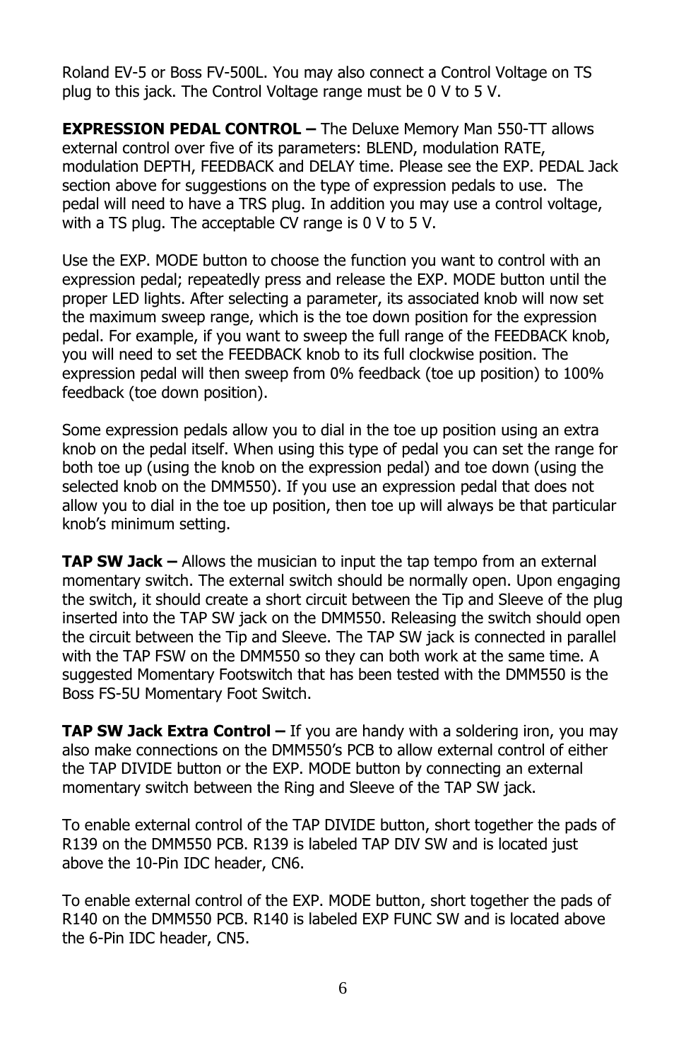Roland EV-5 or Boss FV-500L. You may also connect a Control Voltage on TS plug to this jack. The Control Voltage range must be 0 V to 5 V.

**EXPRESSION PEDAL CONTROL –** The Deluxe Memory Man 550-TT allows external control over five of its parameters: BLEND, modulation RATE, modulation DEPTH, FEEDBACK and DELAY time. Please see the EXP. PEDAL Jack section above for suggestions on the type of expression pedals to use. The pedal will need to have a TRS plug. In addition you may use a control voltage, with a TS plug. The acceptable CV range is 0 V to 5 V.

Use the EXP. MODE button to choose the function you want to control with an expression pedal; repeatedly press and release the EXP. MODE button until the proper LED lights. After selecting a parameter, its associated knob will now set the maximum sweep range, which is the toe down position for the expression pedal. For example, if you want to sweep the full range of the FEEDBACK knob, you will need to set the FEEDBACK knob to its full clockwise position. The expression pedal will then sweep from 0% feedback (toe up position) to 100% feedback (toe down position).

Some expression pedals allow you to dial in the toe up position using an extra knob on the pedal itself. When using this type of pedal you can set the range for both toe up (using the knob on the expression pedal) and toe down (using the selected knob on the DMM550). If you use an expression pedal that does not allow you to dial in the toe up position, then toe up will always be that particular knob's minimum setting.

**TAP SW Jack –** Allows the musician to input the tap tempo from an external momentary switch. The external switch should be normally open. Upon engaging the switch, it should create a short circuit between the Tip and Sleeve of the plug inserted into the TAP SW jack on the DMM550. Releasing the switch should open the circuit between the Tip and Sleeve. The TAP SW jack is connected in parallel with the TAP FSW on the DMM550 so they can both work at the same time. A suggested Momentary Footswitch that has been tested with the DMM550 is the Boss FS-5U Momentary Foot Switch.

**TAP SW Jack Extra Control –** If you are handy with a soldering iron, you may also make connections on the DMM550's PCB to allow external control of either the TAP DIVIDE button or the EXP. MODE button by connecting an external momentary switch between the Ring and Sleeve of the TAP SW jack.

To enable external control of the TAP DIVIDE button, short together the pads of R139 on the DMM550 PCB. R139 is labeled TAP DIV SW and is located just above the 10-Pin IDC header, CN6.

To enable external control of the EXP. MODE button, short together the pads of R140 on the DMM550 PCB. R140 is labeled EXP FUNC SW and is located above the 6-Pin IDC header, CN5.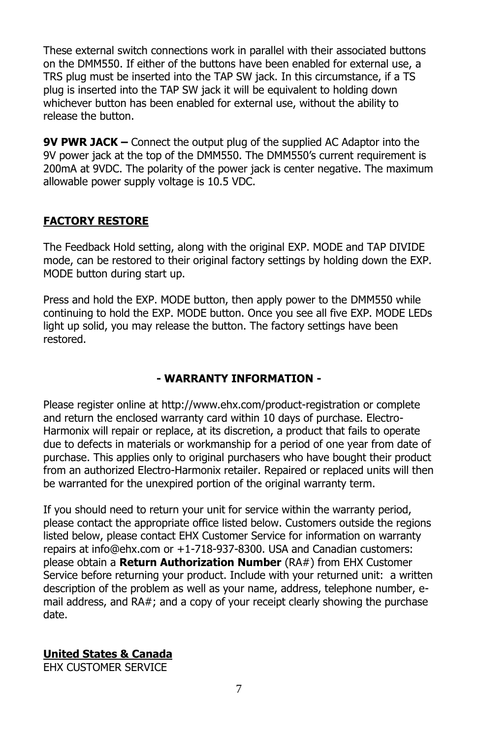These external switch connections work in parallel with their associated buttons on the DMM550. If either of the buttons have been enabled for external use, a TRS plug must be inserted into the TAP SW jack. In this circumstance, if a TS plug is inserted into the TAP SW jack it will be equivalent to holding down whichever button has been enabled for external use, without the ability to release the button.

**9V PWR JACK –** Connect the output plug of the supplied AC Adaptor into the 9V power jack at the top of the DMM550. The DMM550's current requirement is 200mA at 9VDC. The polarity of the power jack is center negative. The maximum allowable power supply voltage is 10.5 VDC.

## FACTORY RESTORE

The Feedback Hold setting, along with the original EXP. MODE and TAP DIVIDE mode, can be restored to their original factory settings by holding down the EXP. MODE button during start up.

Press and hold the EXP. MODE button, then apply power to the DMM550 while continuing to hold the EXP. MODE button. Once you see all five EXP. MODE LEDs light up solid, you may release the button. The factory settings have been restored.

## - WARRANTY INFORMATION -

Please register online at http://www.ehx.com/product-registration or complete and return the enclosed warranty card within 10 days of purchase. Electro-Harmonix will repair or replace, at its discretion, a product that fails to operate due to defects in materials or workmanship for a period of one year from date of purchase. This applies only to original purchasers who have bought their product from an authorized Electro-Harmonix retailer. Repaired or replaced units will then be warranted for the unexpired portion of the original warranty term.

If you should need to return your unit for service within the warranty period, please contact the appropriate office listed below. Customers outside the regions listed below, please contact EHX Customer Service for information on warranty repairs at info@ehx.com or +1-718-937-8300. USA and Canadian customers: please obtain a **Return Authorization Number** (RA#) from EHX Customer Service before returning your product. Include with your returned unit: a written description of the problem as well as your name, address, telephone number, e-mail address, and RA#; and a copy of your receipt clearly showing the purchase date.

### United States & Canada

EHX CUSTOMER SERVICE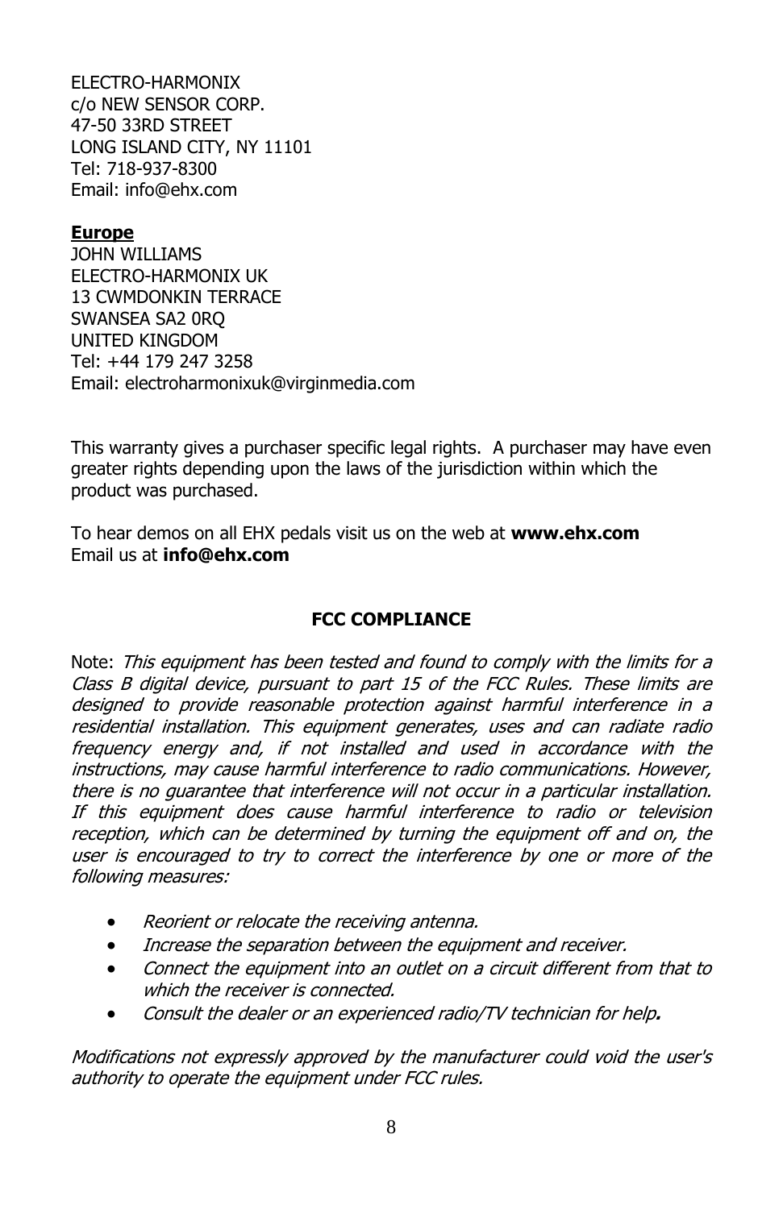ELECTRO-HARMONIX
c/o NEW SENSOR CORP.
47-50 33RD STREET
LONG ISLAND CITY, NY 11101
Tel: 718-937-8300
Email: info@ehx.com

**Europe**

JOHN WILLIAMS
ELECTRO-HARMONIX UK
13 CWMDONKIN TERRACE
SWANSEA SA2 0RQ
UNITED KINGDOM
Tel: +44 179 247 3258
Email: electroharmonixuk@virginmedia.com

This warranty gives a purchaser specific legal rights. A purchaser may have even greater rights depending upon the laws of the jurisdiction within which the product was purchased.

To hear demos on all EHX pedals visit us on the web at **www.ehx.com**
Email us at **info@ehx.com**

## FCC COMPLIANCE

Note: *This equipment has been tested and found to comply with the limits for a Class B digital device, pursuant to part 15 of the FCC Rules. These limits are designed to provide reasonable protection against harmful interference in a residential installation. This equipment generates, uses and can radiate radio frequency energy and, if not installed and used in accordance with the instructions, may cause harmful interference to radio communications. However, there is no guarantee that interference will not occur in a particular installation. If this equipment does cause harmful interference to radio or television reception, which can be determined by turning the equipment off and on, the user is encouraged to try to correct the interference by one or more of the following measures:*

- *Reorient or relocate the receiving antenna.*
- *Increase the separation between the equipment and receiver.*
- *Connect the equipment into an outlet on a circuit different from that to which the receiver is connected.*
- *Consult the dealer or an experienced radio/TV technician for help.*

*Modifications not expressly approved by the manufacturer could void the user's authority to operate the equipment under FCC rules.*